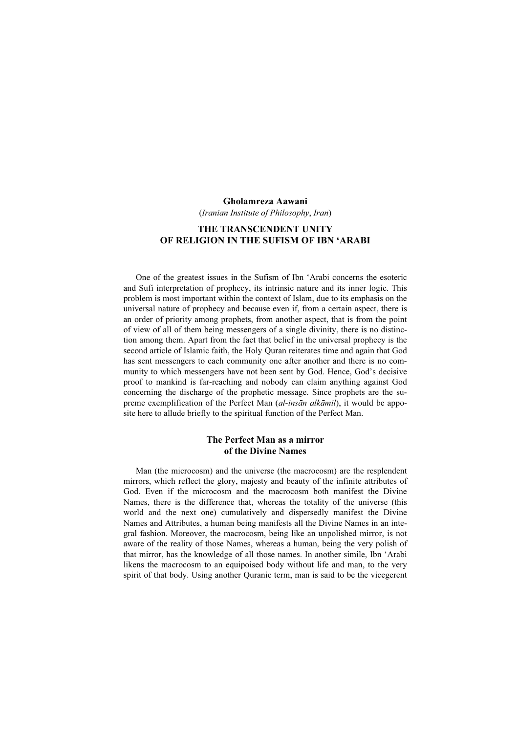**Gholamreza Aawani**
(*Iranian Institute of Philosophy*, *Iran*)

# THE TRANSCENDENT UNITY OF RELIGION IN THE SUFISM OF IBN 'ARABI

One of the greatest issues in the Sufism of Ibn 'Arabi concerns the esoteric and Sufi interpretation of prophecy, its intrinsic nature and its inner logic. This problem is most important within the context of Islam, due to its emphasis on the universal nature of prophecy and because even if, from a certain aspect, there is an order of priority among prophets, from another aspect, that is from the point of view of all of them being messengers of a single divinity, there is no distinction among them. Apart from the fact that belief in the universal prophecy is the second article of Islamic faith, the Holy Quran reiterates time and again that God has sent messengers to each community one after another and there is no community to which messengers have not been sent by God. Hence, God's decisive proof to mankind is far-reaching and nobody can claim anything against God concerning the discharge of the prophetic message. Since prophets are the supreme exemplification of the Perfect Man (*al-insān alkāmil*), it would be apposite here to allude briefly to the spiritual function of the Perfect Man.

## The Perfect Man as a mirror of the Divine Names

Man (the microcosm) and the universe (the macrocosm) are the resplendent mirrors, which reflect the glory, majesty and beauty of the infinite attributes of God. Even if the microcosm and the macrocosm both manifest the Divine Names, there is the difference that, whereas the totality of the universe (this world and the next one) cumulatively and dispersedly manifest the Divine Names and Attributes, a human being manifests all the Divine Names in an integral fashion. Moreover, the macrocosm, being like an unpolished mirror, is not aware of the reality of those Names, whereas a human, being the very polish of that mirror, has the knowledge of all those names. In another simile, Ibn 'Arabi likens the macrocosm to an equipoised body without life and man, to the very spirit of that body. Using another Quranic term, man is said to be the vicegerent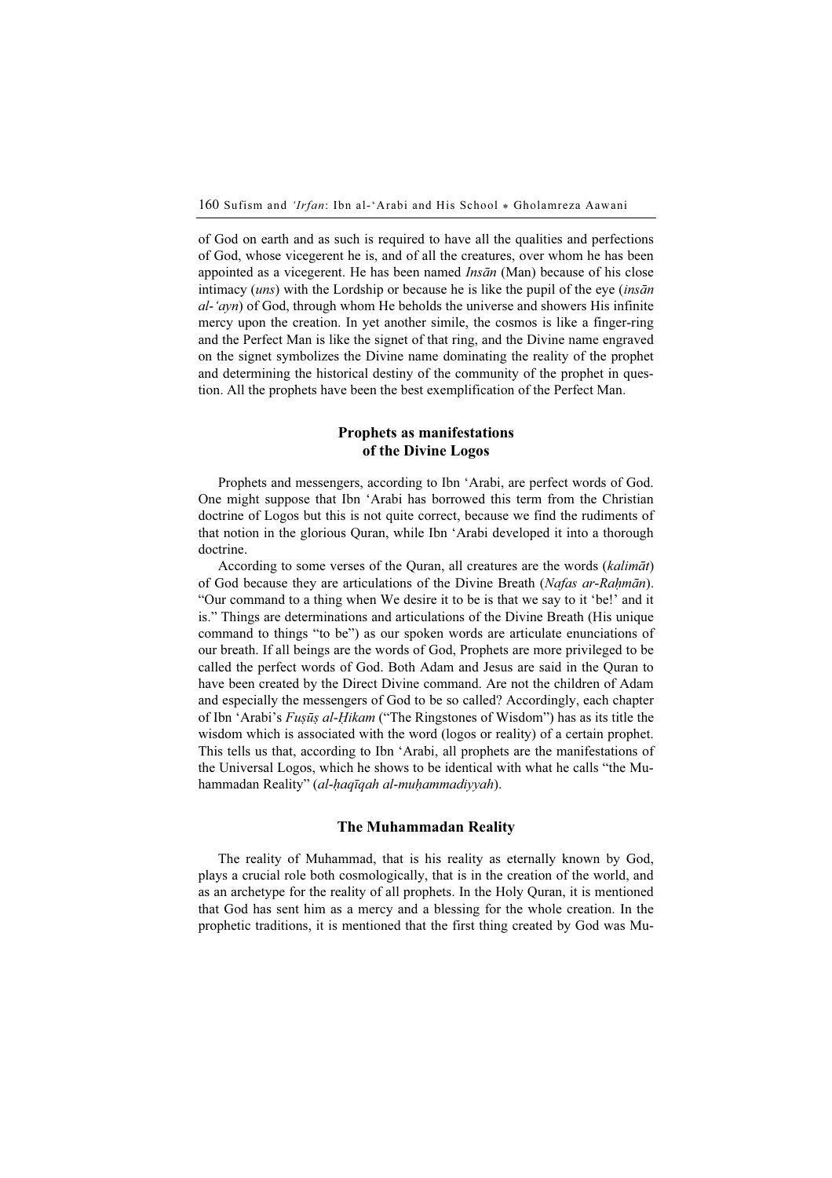of God on earth and as such is required to have all the qualities and perfections of God, whose vicegerent he is, and of all the creatures, over whom he has been appointed as a vicegerent. He has been named *Insān* (Man) because of his close intimacy (*uns*) with the Lordship or because he is like the pupil of the eye (*insān al-'ayn*) of God, through whom He beholds the universe and showers His infinite mercy upon the creation. In yet another simile, the cosmos is like a finger-ring and the Perfect Man is like the signet of that ring, and the Divine name engraved on the signet symbolizes the Divine name dominating the reality of the prophet and determining the historical destiny of the community of the prophet in question. All the prophets have been the best exemplification of the Perfect Man.

## Prophets as manifestations of the Divine Logos

Prophets and messengers, according to Ibn 'Arabi, are perfect words of God. One might suppose that Ibn 'Arabi has borrowed this term from the Christian doctrine of Logos but this is not quite correct, because we find the rudiments of that notion in the glorious Quran, while Ibn 'Arabi developed it into a thorough doctrine.

According to some verses of the Quran, all creatures are the words (*kalimāt*) of God because they are articulations of the Divine Breath (*Nafas ar-Raḥmān*). "Our command to a thing when We desire it to be is that we say to it 'be!' and it is." Things are determinations and articulations of the Divine Breath (His unique command to things "to be") as our spoken words are articulate enunciations of our breath. If all beings are the words of God, Prophets are more privileged to be called the perfect words of God. Both Adam and Jesus are said in the Quran to have been created by the Direct Divine command. Are not the children of Adam and especially the messengers of God to be so called? Accordingly, each chapter of Ibn 'Arabi's *Fuṣūṣ al-Ḥikam* ("The Ringstones of Wisdom") has as its title the wisdom which is associated with the word (logos or reality) of a certain prophet. This tells us that, according to Ibn 'Arabi, all prophets are the manifestations of the Universal Logos, which he shows to be identical with what he calls "the Muhammadan Reality" (*al-ḥaqīqah al-muḥammadiyyah*).

## The Muhammadan Reality

The reality of Muhammad, that is his reality as eternally known by God, plays a crucial role both cosmologically, that is in the creation of the world, and as an archetype for the reality of all prophets. In the Holy Quran, it is mentioned that God has sent him as a mercy and a blessing for the whole creation. In the prophetic traditions, it is mentioned that the first thing created by God was Mu-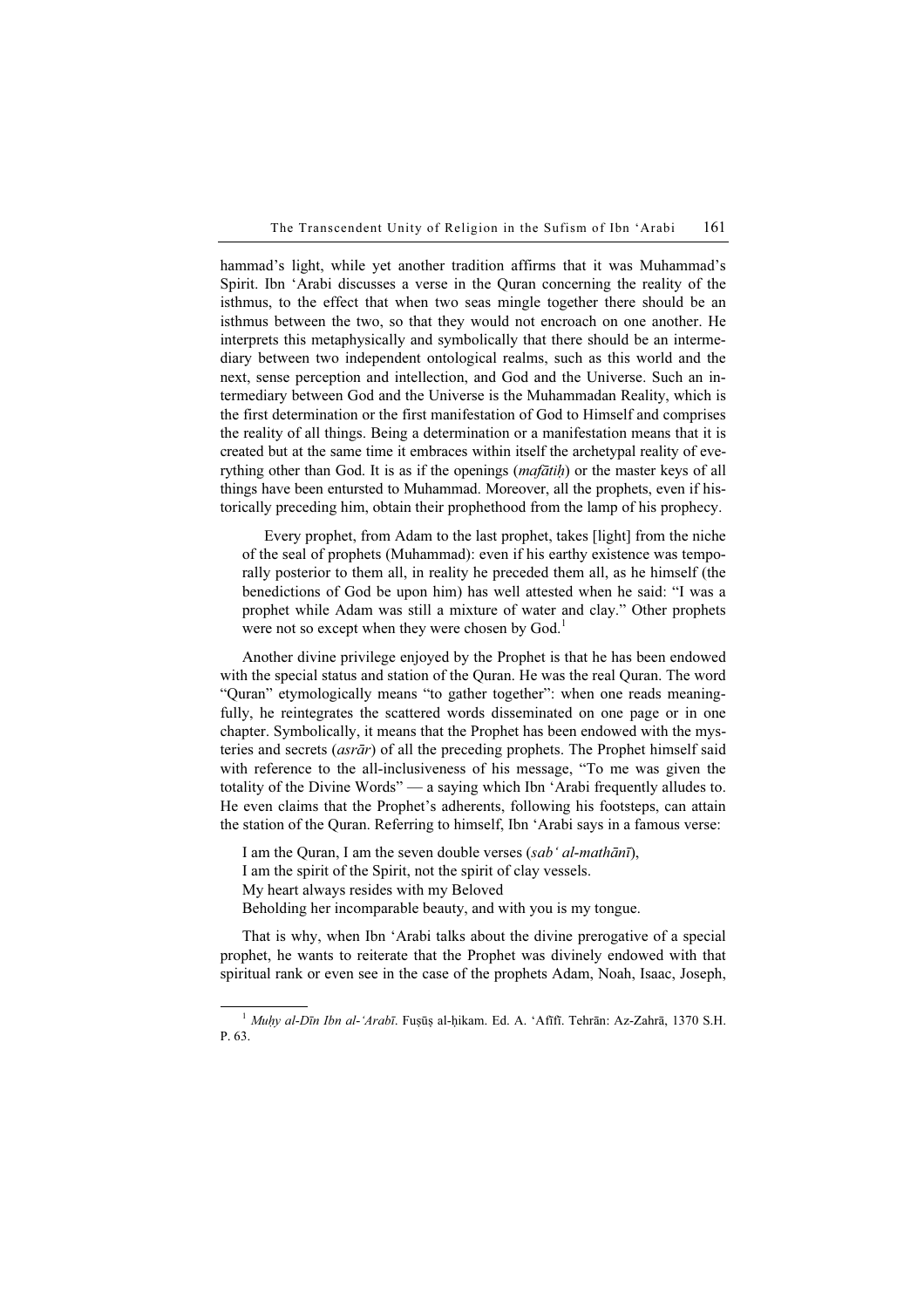hammad's light, while yet another tradition affirms that it was Muhammad's Spirit. Ibn 'Arabi discusses a verse in the Quran concerning the reality of the isthmus, to the effect that when two seas mingle together there should be an isthmus between the two, so that they would not encroach on one another. He interprets this metaphysically and symbolically that there should be an intermediary between two independent ontological realms, such as this world and the next, sense perception and intellection, and God and the Universe. Such an intermediary between God and the Universe is the Muhammadan Reality, which is the first determination or the first manifestation of God to Himself and comprises the reality of all things. Being a determination or a manifestation means that it is created but at the same time it embraces within itself the archetypal reality of everything other than God. It is as if the openings (*mafātiḥ*) or the master keys of all things have been entursted to Muhammad. Moreover, all the prophets, even if historically preceding him, obtain their prophethood from the lamp of his prophecy.

> Every prophet, from Adam to the last prophet, takes [light] from the niche of the seal of prophets (Muhammad): even if his earthy existence was temporally posterior to them all, in reality he preceded them all, as he himself (the benedictions of God be upon him) has well attested when he said: "I was a prophet while Adam was still a mixture of water and clay." Other prophets were not so except when they were chosen by God.[1]

Another divine privilege enjoyed by the Prophet is that he has been endowed with the special status and station of the Quran. He was the real Quran. The word "Quran" etymologically means "to gather together": when one reads meaningfully, he reintegrates the scattered words disseminated on one page or in one chapter. Symbolically, it means that the Prophet has been endowed with the mysteries and secrets (*asrār*) of all the preceding prophets. The Prophet himself said with reference to the all-inclusiveness of his message, "To me was given the totality of the Divine Words" — a saying which Ibn 'Arabi frequently alludes to. He even claims that the Prophet's adherents, following his footsteps, can attain the station of the Quran. Referring to himself, Ibn 'Arabi says in a famous verse:

> I am the Quran, I am the seven double verses (*sab' al-mathānī*),
> I am the spirit of the Spirit, not the spirit of clay vessels.
> My heart always resides with my Beloved
> Beholding her incomparable beauty, and with you is my tongue.

That is why, when Ibn 'Arabi talks about the divine prerogative of a special prophet, he wants to reiterate that the Prophet was divinely endowed with that spiritual rank or even see in the case of the prophets Adam, Noah, Isaac, Joseph,

---

[1] *Muḥy al-Dīn Ibn al-'Arabī*. Fuṣūṣ al-ḥikam. Ed. A. 'Afīfī. Tehrān: Az-Zahrā, 1370 S.H. P. 63.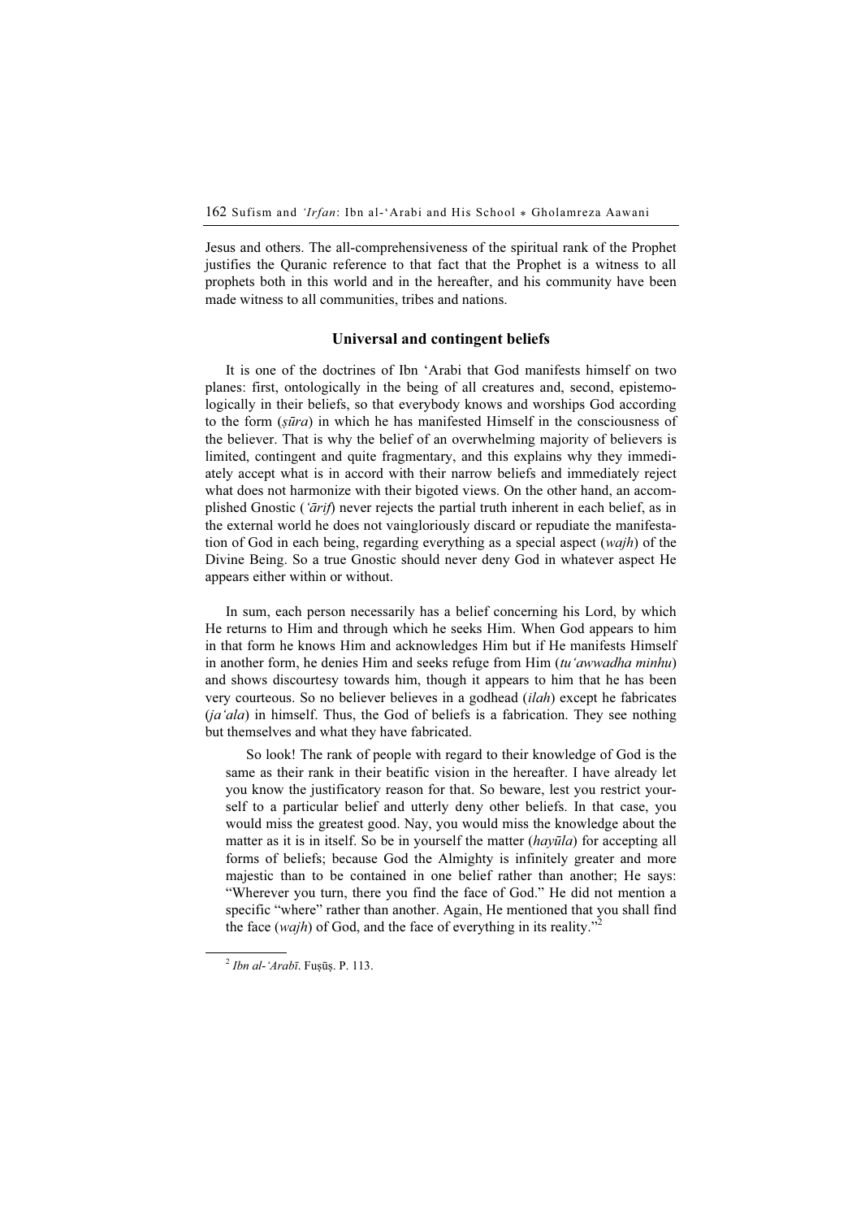Jesus and others. The all-comprehensiveness of the spiritual rank of the Prophet justifies the Quranic reference to that fact that the Prophet is a witness to all prophets both in this world and in the hereafter, and his community have been made witness to all communities, tribes and nations.

### Universal and contingent beliefs

It is one of the doctrines of Ibn ʻArabi that God manifests himself on two planes: first, ontologically in the being of all creatures and, second, epistemologically in their beliefs, so that everybody knows and worships God according to the form (*ṣūra*) in which he has manifested Himself in the consciousness of the believer. That is why the belief of an overwhelming majority of believers is limited, contingent and quite fragmentary, and this explains why they immediately accept what is in accord with their narrow beliefs and immediately reject what does not harmonize with their bigoted views. On the other hand, an accomplished Gnostic (*ʻārif*) never rejects the partial truth inherent in each belief, as in the external world he does not vaingloriously discard or repudiate the manifestation of God in each being, regarding everything as a special aspect (*wajh*) of the Divine Being. So a true Gnostic should never deny God in whatever aspect He appears either within or without.

In sum, each person necessarily has a belief concerning his Lord, by which He returns to Him and through which he seeks Him. When God appears to him in that form he knows Him and acknowledges Him but if He manifests Himself in another form, he denies Him and seeks refuge from Him (*tuʻawwadha minhu*) and shows discourtesy towards him, though it appears to him that he has been very courteous. So no believer believes in a godhead (*ilah*) except he fabricates (*jaʻala*) in himself. Thus, the God of beliefs is a fabrication. They see nothing but themselves and what they have fabricated.

> So look! The rank of people with regard to their knowledge of God is the same as their rank in their beatific vision in the hereafter. I have already let you know the justificatory reason for that. So beware, lest you restrict yourself to a particular belief and utterly deny other beliefs. In that case, you would miss the greatest good. Nay, you would miss the knowledge about the matter as it is in itself. So be in yourself the matter (*hayūla*) for accepting all forms of beliefs; because God the Almighty is infinitely greater and more majestic than to be contained in one belief rather than another; He says: "Wherever you turn, there you find the face of God." He did not mention a specific "where" rather than another. Again, He mentioned that you shall find the face (*wajh*) of God, and the face of everything in its reality."[2]

[2] *Ibn al-ʻArabī*. Fuṣūṣ. P. 113.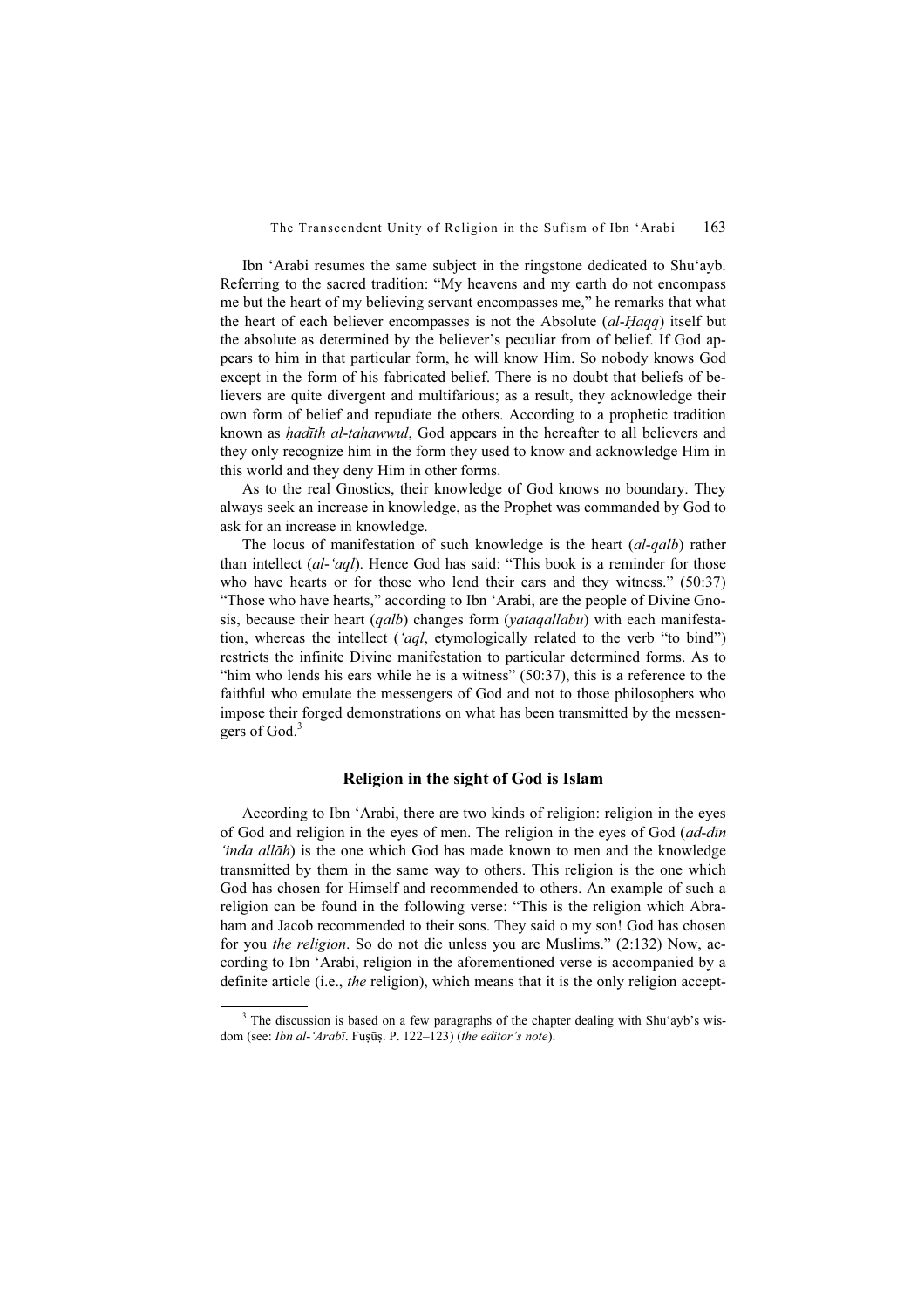Ibn ʻArabi resumes the same subject in the ringstone dedicated to Shuʻayb. Referring to the sacred tradition: "My heavens and my earth do not encompass me but the heart of my believing servant encompasses me," he remarks that what the heart of each believer encompasses is not the Absolute (*al-Ḥaqq*) itself but the absolute as determined by the believer's peculiar from of belief. If God appears to him in that particular form, he will know Him. So nobody knows God except in the form of his fabricated belief. There is no doubt that beliefs of believers are quite divergent and multifarious; as a result, they acknowledge their own form of belief and repudiate the others. According to a prophetic tradition known as *ḥadīth al-taḥawwul*, God appears in the hereafter to all believers and they only recognize him in the form they used to know and acknowledge Him in this world and they deny Him in other forms.

As to the real Gnostics, their knowledge of God knows no boundary. They always seek an increase in knowledge, as the Prophet was commanded by God to ask for an increase in knowledge.

The locus of manifestation of such knowledge is the heart (*al-qalb*) rather than intellect (*al-ʻaql*). Hence God has said: "This book is a reminder for those who have hearts or for those who lend their ears and they witness." (50:37) "Those who have hearts," according to Ibn ʻArabi, are the people of Divine Gnosis, because their heart (*qalb*) changes form (*yataqallabu*) with each manifestation, whereas the intellect (*ʻaql*, etymologically related to the verb "to bind") restricts the infinite Divine manifestation to particular determined forms. As to "him who lends his ears while he is a witness" (50:37), this is a reference to the faithful who emulate the messengers of God and not to those philosophers who impose their forged demonstrations on what has been transmitted by the messengers of God.[3]

### Religion in the sight of God is Islam

According to Ibn ʻArabi, there are two kinds of religion: religion in the eyes of God and religion in the eyes of men. The religion in the eyes of God (*ad-dīn ʻinda allāh*) is the one which God has made known to men and the knowledge transmitted by them in the same way to others. This religion is the one which God has chosen for Himself and recommended to others. An example of such a religion can be found in the following verse: "This is the religion which Abraham and Jacob recommended to their sons. They said o my son! God has chosen for you *the religion*. So do not die unless you are Muslims." (2:132) Now, according to Ibn ʻArabi, religion in the aforementioned verse is accompanied by a definite article (i.e., *the* religion), which means that it is the only religion accept-

[3] The discussion is based on a few paragraphs of the chapter dealing with Shuʻayb's wisdom (see: *Ibn al-ʻArabī*. Fuṣūṣ. P. 122–123) (*the editor's note*).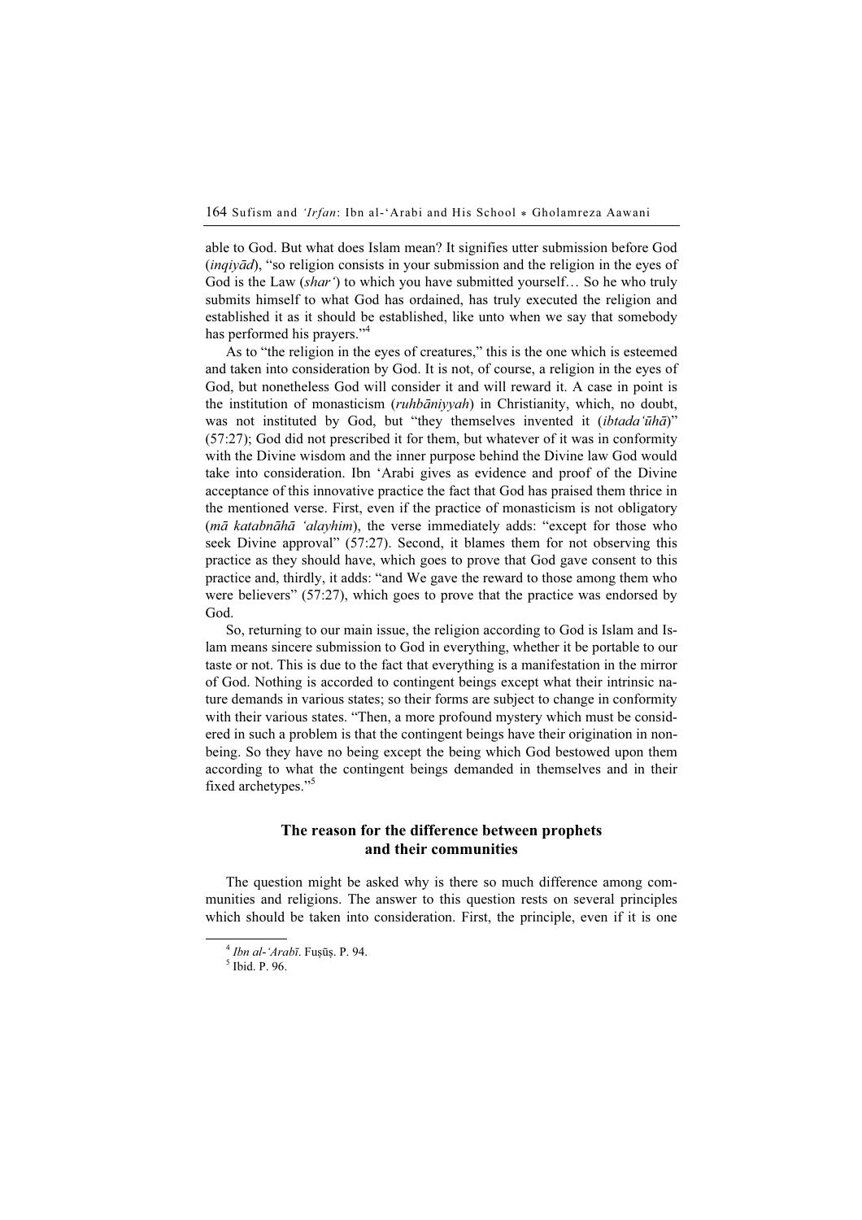able to God. But what does Islam mean? It signifies utter submission before God (*inqiyād*), "so religion consists in your submission and the religion in the eyes of God is the Law (*shar'*) to which you have submitted yourself… So he who truly submits himself to what God has ordained, has truly executed the religion and established it as it should be established, like unto when we say that somebody has performed his prayers."[4]

As to "the religion in the eyes of creatures," this is the one which is esteemed and taken into consideration by God. It is not, of course, a religion in the eyes of God, but nonetheless God will consider it and will reward it. A case in point is the institution of monasticism (*ruhbāniyyah*) in Christianity, which, no doubt, was not instituted by God, but "they themselves invented it (*ibtada'ūhā*)" (57:27); God did not prescribed it for them, but whatever of it was in conformity with the Divine wisdom and the inner purpose behind the Divine law God would take into consideration. Ibn 'Arabi gives as evidence and proof of the Divine acceptance of this innovative practice the fact that God has praised them thrice in the mentioned verse. First, even if the practice of monasticism is not obligatory (*mā katabnāhā 'alayhim*), the verse immediately adds: "except for those who seek Divine approval" (57:27). Second, it blames them for not observing this practice as they should have, which goes to prove that God gave consent to this practice and, thirdly, it adds: "and We gave the reward to those among them who were believers" (57:27), which goes to prove that the practice was endorsed by God.

So, returning to our main issue, the religion according to God is Islam and Islam means sincere submission to God in everything, whether it be portable to our taste or not. This is due to the fact that everything is a manifestation in the mirror of God. Nothing is accorded to contingent beings except what their intrinsic nature demands in various states; so their forms are subject to change in conformity with their various states. "Then, a more profound mystery which must be considered in such a problem is that the contingent beings have their origination in non-being. So they have no being except the being which God bestowed upon them according to what the contingent beings demanded in themselves and in their fixed archetypes."[5]

## The reason for the difference between prophets and their communities

The question might be asked why is there so much difference among communities and religions. The answer to this question rests on several principles which should be taken into consideration. First, the principle, even if it is one

---

[4] *Ibn al-'Arabī*. Fuṣūṣ. P. 94.

[5] Ibid. P. 96.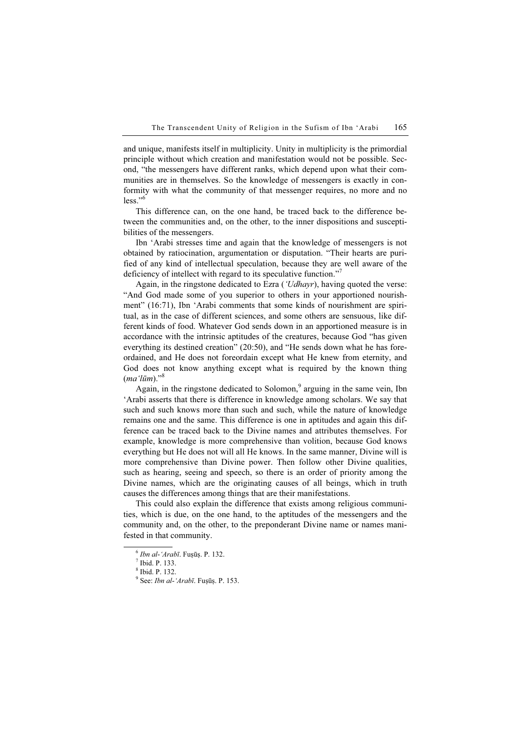and unique, manifests itself in multiplicity. Unity in multiplicity is the primordial principle without which creation and manifestation would not be possible. Second, "the messengers have different ranks, which depend upon what their communities are in themselves. So the knowledge of messengers is exactly in conformity with what the community of that messenger requires, no more and no less."[6]

This difference can, on the one hand, be traced back to the difference between the communities and, on the other, to the inner dispositions and susceptibilities of the messengers.

Ibn 'Arabi stresses time and again that the knowledge of messengers is not obtained by ratiocination, argumentation or disputation. "Their hearts are purified of any kind of intellectual speculation, because they are well aware of the deficiency of intellect with regard to its speculative function."[7]

Again, in the ringstone dedicated to Ezra (*'Udhayr*), having quoted the verse: "And God made some of you superior to others in your apportioned nourishment" (16:71), Ibn 'Arabi comments that some kinds of nourishment are spiritual, as in the case of different sciences, and some others are sensuous, like different kinds of food. Whatever God sends down in an apportioned measure is in accordance with the intrinsic aptitudes of the creatures, because God "has given everything its destined creation" (20:50), and "He sends down what he has foreordained, and He does not foreordain except what He knew from eternity, and God does not know anything except what is required by the known thing (*ma'lūm*)."[8]

Again, in the ringstone dedicated to Solomon,[9] arguing in the same vein, Ibn 'Arabi asserts that there is difference in knowledge among scholars. We say that such and such knows more than such and such, while the nature of knowledge remains one and the same. This difference is one in aptitudes and again this difference can be traced back to the Divine names and attributes themselves. For example, knowledge is more comprehensive than volition, because God knows everything but He does not will all He knows. In the same manner, Divine will is more comprehensive than Divine power. Then follow other Divine qualities, such as hearing, seeing and speech, so there is an order of priority among the Divine names, which are the originating causes of all beings, which in truth causes the differences among things that are their manifestations.

This could also explain the difference that exists among religious communities, which is due, on the one hand, to the aptitudes of the messengers and the community and, on the other, to the preponderant Divine name or names manifested in that community.

---

[6] *Ibn al-'Arabī*. Fuṣūṣ. P. 132.

[7] Ibid. P. 133.

[8] Ibid. P. 132.

[9] See: *Ibn al-'Arabī*. Fuṣūṣ. P. 153.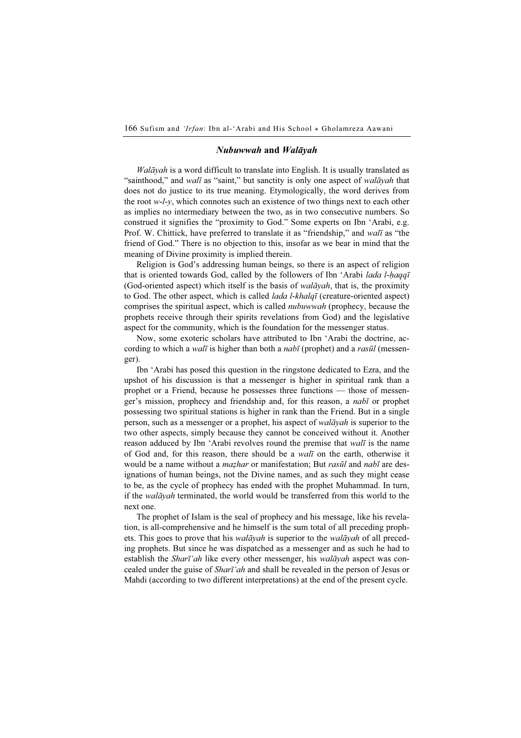## *Nubuwwah* and *Walāyah*

*Walāyah* is a word difficult to translate into English. It is usually translated as "sainthood," and *walī* as "saint," but sanctity is only one aspect of *walāyah* that does not do justice to its true meaning. Etymologically, the word derives from the root *w-l-y*, which connotes such an existence of two things next to each other as implies no intermediary between the two, as in two consecutive numbers. So construed it signifies the "proximity to God." Some experts on Ibn 'Arabi, e.g. Prof. W. Chittick, have preferred to translate it as "friendship," and *walī* as "the friend of God." There is no objection to this, insofar as we bear in mind that the meaning of Divine proximity is implied therein.

Religion is God's addressing human beings, so there is an aspect of religion that is oriented towards God, called by the followers of Ibn 'Arabi *lada l-ḥaqqī* (God-oriented aspect) which itself is the basis of *walāyah*, that is, the proximity to God. The other aspect, which is called *lada l-khalqī* (creature-oriented aspect) comprises the spiritual aspect, which is called *nubuwwah* (prophecy, because the prophets receive through their spirits revelations from God) and the legislative aspect for the community, which is the foundation for the messenger status.

Now, some exoteric scholars have attributed to Ibn 'Arabi the doctrine, according to which a *walī* is higher than both a *nabī* (prophet) and a *rasūl* (messenger).

Ibn 'Arabi has posed this question in the ringstone dedicated to Ezra, and the upshot of his discussion is that a messenger is higher in spiritual rank than a prophet or a Friend, because he possesses three functions — those of messenger's mission, prophecy and friendship and, for this reason, a *nabī* or prophet possessing two spiritual stations is higher in rank than the Friend. But in a single person, such as a messenger or a prophet, his aspect of *walāyah* is superior to the two other aspects, simply because they cannot be conceived without it. Another reason adduced by Ibn 'Arabi revolves round the premise that *walī* is the name of God and, for this reason, there should be a *walī* on the earth, otherwise it would be a name without a *maẓhar* or manifestation; But *rasūl* and *nabī* are designations of human beings, not the Divine names, and as such they might cease to be, as the cycle of prophecy has ended with the prophet Muhammad. In turn, if the *walāyah* terminated, the world would be transferred from this world to the next one.

The prophet of Islam is the seal of prophecy and his message, like his revelation, is all-comprehensive and he himself is the sum total of all preceding prophets. This goes to prove that his *walāyah* is superior to the *walāyah* of all preceding prophets. But since he was dispatched as a messenger and as such he had to establish the *Sharī'ah* like every other messenger, his *walāyah* aspect was concealed under the guise of *Sharī'ah* and shall be revealed in the person of Jesus or Mahdi (according to two different interpretations) at the end of the present cycle.